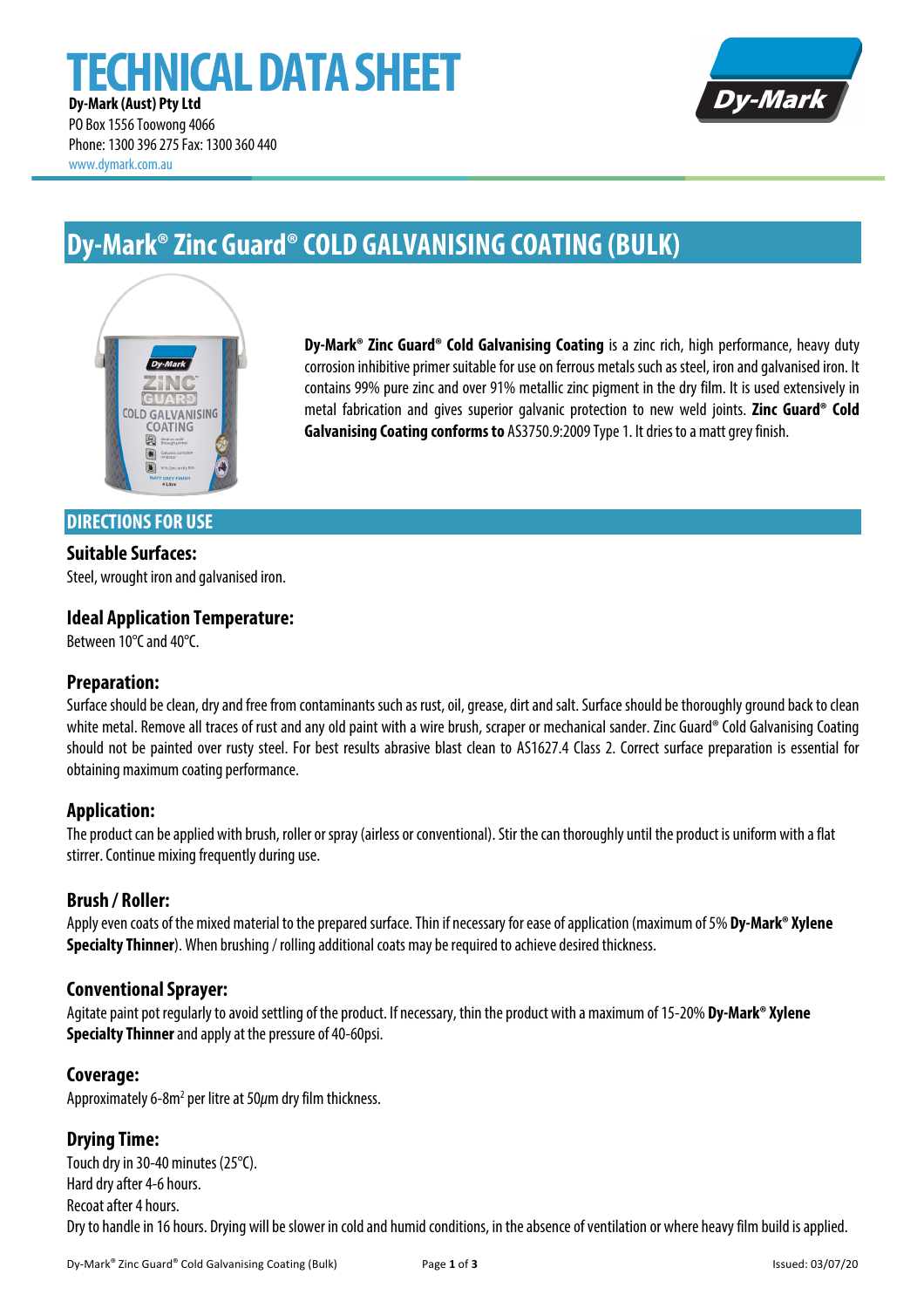# TECHNICAL DATA SHEET

**Dy-Mark (Aust) Pty Ltd**
PO Box 1556 Toowong 4066
Phone: 1300 396 275 Fax: 1300 360 440
www.dymark.com.au

## Dy-Mark® Zinc Guard® COLD GALVANISING COATING (BULK)

**Dy-Mark® Zinc Guard® Cold Galvanising Coating** is a zinc rich, high performance, heavy duty corrosion inhibitive primer suitable for use on ferrous metals such as steel, iron and galvanised iron. It contains 99% pure zinc and over 91% metallic zinc pigment in the dry film. It is used extensively in metal fabrication and gives superior galvanic protection to new weld joints. **Zinc Guard® Cold Galvanising Coating conforms to** AS3750.9:2009 Type 1. It dries to a matt grey finish.

## DIRECTIONS FOR USE

### Suitable Surfaces:

Steel, wrought iron and galvanised iron.

### Ideal Application Temperature:

Between 10°C and 40°C.

### Preparation:

Surface should be clean, dry and free from contaminants such as rust, oil, grease, dirt and salt. Surface should be thoroughly ground back to clean white metal. Remove all traces of rust and any old paint with a wire brush, scraper or mechanical sander. Zinc Guard® Cold Galvanising Coating should not be painted over rusty steel. For best results abrasive blast clean to AS1627.4 Class 2. Correct surface preparation is essential for obtaining maximum coating performance.

### Application:

The product can be applied with brush, roller or spray (airless or conventional). Stir the can thoroughly until the product is uniform with a flat stirrer. Continue mixing frequently during use.

### Brush / Roller:

Apply even coats of the mixed material to the prepared surface. Thin if necessary for ease of application (maximum of 5% **Dy-Mark® Xylene Specialty Thinner**). When brushing / rolling additional coats may be required to achieve desired thickness.

### Conventional Sprayer:

Agitate paint pot regularly to avoid settling of the product. If necessary, thin the product with a maximum of 15-20% **Dy-Mark® Xylene Specialty Thinner** and apply at the pressure of 40-60psi.

### Coverage:

Approximately 6-8m² per litre at 50$\mu$m dry film thickness.

### Drying Time:

Touch dry in 30-40 minutes (25°C).
Hard dry after 4-6 hours.
Recoat after 4 hours.
Dry to handle in 16 hours. Drying will be slower in cold and humid conditions, in the absence of ventilation or where heavy film build is applied.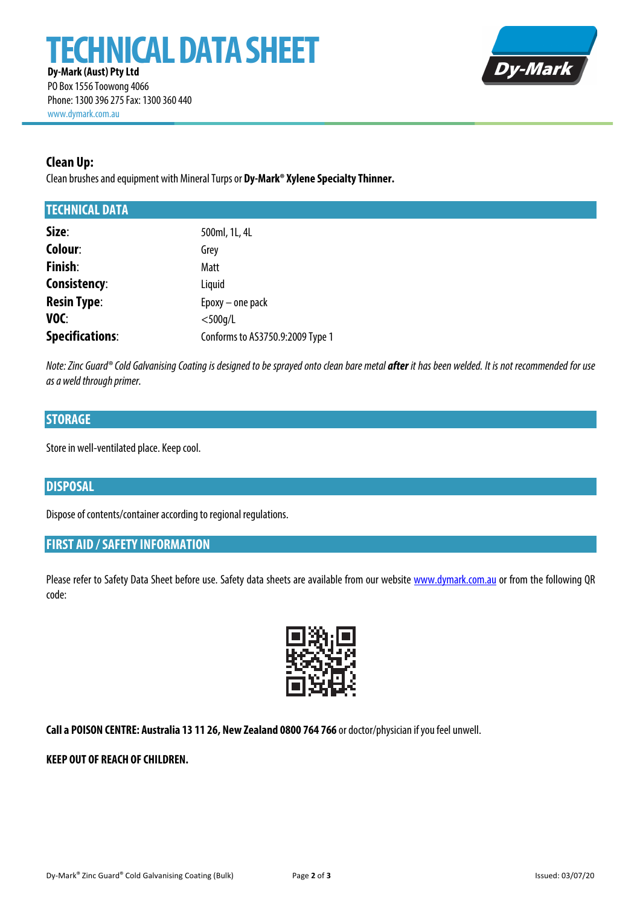# TECHNICAL DATA SHEET

**Dy-Mark (Aust) Pty Ltd**
PO Box 1556 Toowong 4066
Phone: 1300 396 275 Fax: 1300 360 440
www.dymark.com.au

### Clean Up:

Clean brushes and equipment with Mineral Turps or **Dy-Mark® Xylene Specialty Thinner.**

## TECHNICAL DATA

| | |
|---|---|
| **Size**: | 500ml, 1L, 4L |
| **Colour**: | Grey |
| **Finish**: | Matt |
| **Consistency**: | Liquid |
| **Resin Type**: | Epoxy – one pack |
| **VOC**: | <500g/L |
| **Specifications**: | Conforms to AS3750.9:2009 Type 1 |

*Note: Zinc Guard® Cold Galvanising Coating is designed to be sprayed onto clean bare metal* ***after*** *it has been welded. It is not recommended for use as a weld through primer.*

## STORAGE

Store in well-ventilated place. Keep cool.

## DISPOSAL

Dispose of contents/container according to regional regulations.

## FIRST AID / SAFETY INFORMATION

Please refer to Safety Data Sheet before use. Safety data sheets are available from our website www.dymark.com.au or from the following QR code:

**Call a POISON CENTRE: Australia 13 11 26, New Zealand 0800 764 766** or doctor/physician if you feel unwell.

**KEEP OUT OF REACH OF CHILDREN.**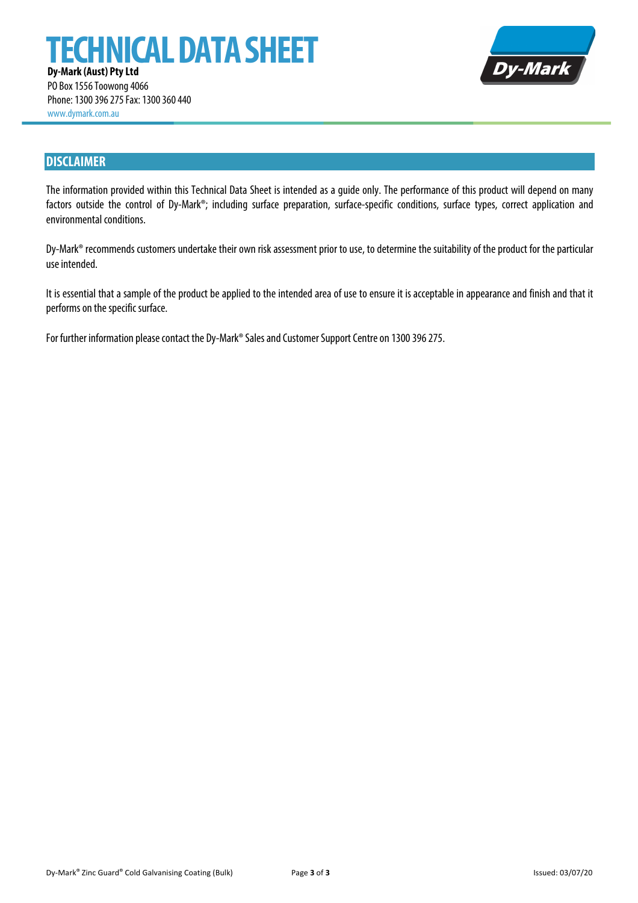# TECHNICAL DATA SHEET

**Dy-Mark (Aust) Pty Ltd**
PO Box 1556 Toowong 4066
Phone: 1300 396 275 Fax: 1300 360 440
www.dymark.com.au

## DISCLAIMER

The information provided within this Technical Data Sheet is intended as a guide only. The performance of this product will depend on many factors outside the control of Dy-Mark®; including surface preparation, surface-specific conditions, surface types, correct application and environmental conditions.

Dy-Mark® recommends customers undertake their own risk assessment prior to use, to determine the suitability of the product for the particular use intended.

It is essential that a sample of the product be applied to the intended area of use to ensure it is acceptable in appearance and finish and that it performs on the specific surface.

For further information please contact the Dy-Mark® Sales and Customer Support Centre on 1300 396 275.